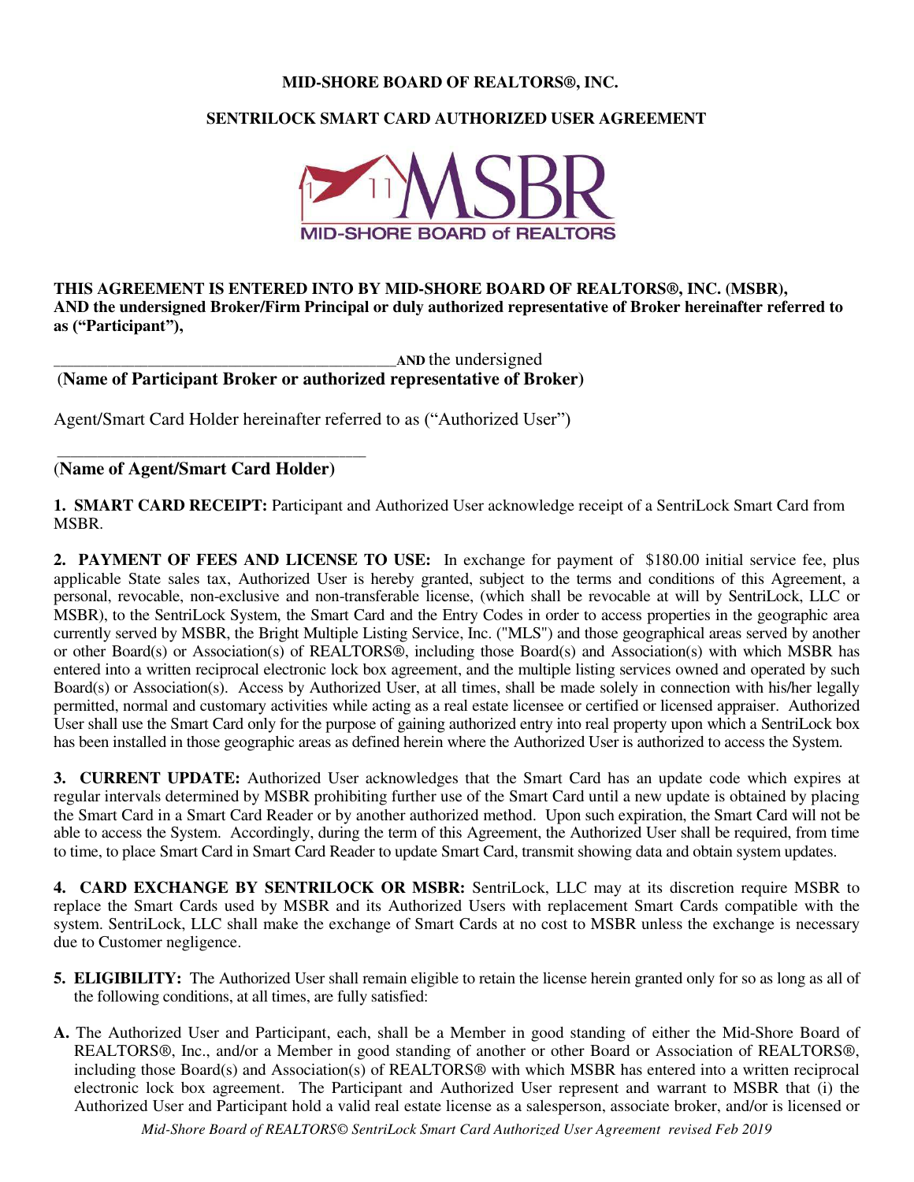**MID-SHORE BOARD OF REALTORS®, INC.**

**SENTRILOCK SMART CARD AUTHORIZED USER AGREEMENT**

**THIS AGREEMENT IS ENTERED INTO BY MID-SHORE BOARD OF REALTORS®, INC. (MSBR), AND the undersigned Broker/Firm Principal or duly authorized representative of Broker hereinafter referred to as ("Participant"),**

_______________________________________**AND** the undersigned
(**Name of Participant Broker or authorized representative of Broker**)

Agent/Smart Card Holder hereinafter referred to as ("Authorized User")

___________________________________
(**Name of Agent/Smart Card Holder**)

**1. SMART CARD RECEIPT:** Participant and Authorized User acknowledge receipt of a SentriLock Smart Card from MSBR.

**2. PAYMENT OF FEES AND LICENSE TO USE:** In exchange for payment of $180.00 initial service fee, plus applicable State sales tax, Authorized User is hereby granted, subject to the terms and conditions of this Agreement, a personal, revocable, non-exclusive and non-transferable license, (which shall be revocable at will by SentriLock, LLC or MSBR), to the SentriLock System, the Smart Card and the Entry Codes in order to access properties in the geographic area currently served by MSBR, the Bright Multiple Listing Service, Inc. ("MLS") and those geographical areas served by another or other Board(s) or Association(s) of REALTORS®, including those Board(s) and Association(s) with which MSBR has entered into a written reciprocal electronic lock box agreement, and the multiple listing services owned and operated by such Board(s) or Association(s). Access by Authorized User, at all times, shall be made solely in connection with his/her legally permitted, normal and customary activities while acting as a real estate licensee or certified or licensed appraiser. Authorized User shall use the Smart Card only for the purpose of gaining authorized entry into real property upon which a SentriLock box has been installed in those geographic areas as defined herein where the Authorized User is authorized to access the System.

**3. CURRENT UPDATE:** Authorized User acknowledges that the Smart Card has an update code which expires at regular intervals determined by MSBR prohibiting further use of the Smart Card until a new update is obtained by placing the Smart Card in a Smart Card Reader or by another authorized method. Upon such expiration, the Smart Card will not be able to access the System. Accordingly, during the term of this Agreement, the Authorized User shall be required, from time to time, to place Smart Card in Smart Card Reader to update Smart Card, transmit showing data and obtain system updates.

**4. CARD EXCHANGE BY SENTRILOCK OR MSBR:** SentriLock, LLC may at its discretion require MSBR to replace the Smart Cards used by MSBR and its Authorized Users with replacement Smart Cards compatible with the system. SentriLock, LLC shall make the exchange of Smart Cards at no cost to MSBR unless the exchange is necessary due to Customer negligence.

**5. ELIGIBILITY:** The Authorized User shall remain eligible to retain the license herein granted only for so as long as all of the following conditions, at all times, are fully satisfied:

**A.** The Authorized User and Participant, each, shall be a Member in good standing of either the Mid-Shore Board of REALTORS®, Inc., and/or a Member in good standing of another or other Board or Association of REALTORS®, including those Board(s) and Association(s) of REALTORS® with which MSBR has entered into a written reciprocal electronic lock box agreement. The Participant and Authorized User represent and warrant to MSBR that (i) the Authorized User and Participant hold a valid real estate license as a salesperson, associate broker, and/or is licensed or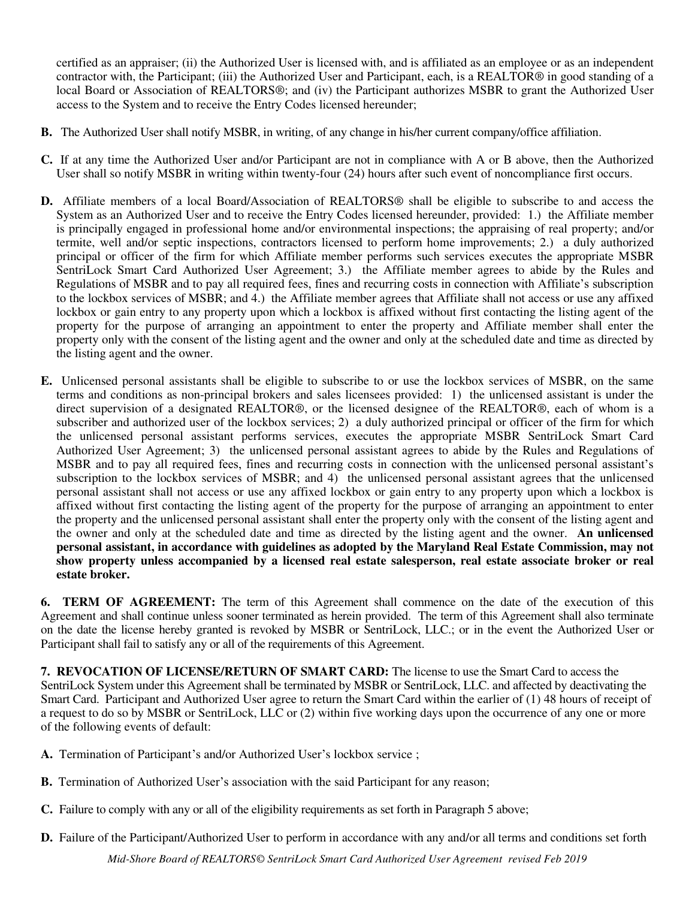certified as an appraiser; (ii) the Authorized User is licensed with, and is affiliated as an employee or as an independent contractor with, the Participant; (iii) the Authorized User and Participant, each, is a REALTOR® in good standing of a local Board or Association of REALTORS®; and (iv) the Participant authorizes MSBR to grant the Authorized User access to the System and to receive the Entry Codes licensed hereunder;

**B.** The Authorized User shall notify MSBR, in writing, of any change in his/her current company/office affiliation.

**C.** If at any time the Authorized User and/or Participant are not in compliance with A or B above, then the Authorized User shall so notify MSBR in writing within twenty-four (24) hours after such event of noncompliance first occurs.

**D.** Affiliate members of a local Board/Association of REALTORS® shall be eligible to subscribe to and access the System as an Authorized User and to receive the Entry Codes licensed hereunder, provided: 1.) the Affiliate member is principally engaged in professional home and/or environmental inspections; the appraising of real property; and/or termite, well and/or septic inspections, contractors licensed to perform home improvements; 2.) a duly authorized principal or officer of the firm for which Affiliate member performs such services executes the appropriate MSBR SentriLock Smart Card Authorized User Agreement; 3.) the Affiliate member agrees to abide by the Rules and Regulations of MSBR and to pay all required fees, fines and recurring costs in connection with Affiliate's subscription to the lockbox services of MSBR; and 4.) the Affiliate member agrees that Affiliate shall not access or use any affixed lockbox or gain entry to any property upon which a lockbox is affixed without first contacting the listing agent of the property for the purpose of arranging an appointment to enter the property and Affiliate member shall enter the property only with the consent of the listing agent and the owner and only at the scheduled date and time as directed by the listing agent and the owner.

**E.** Unlicensed personal assistants shall be eligible to subscribe to or use the lockbox services of MSBR, on the same terms and conditions as non-principal brokers and sales licensees provided: 1) the unlicensed assistant is under the direct supervision of a designated REALTOR®, or the licensed designee of the REALTOR®, each of whom is a subscriber and authorized user of the lockbox services; 2) a duly authorized principal or officer of the firm for which the unlicensed personal assistant performs services, executes the appropriate MSBR SentriLock Smart Card Authorized User Agreement; 3) the unlicensed personal assistant agrees to abide by the Rules and Regulations of MSBR and to pay all required fees, fines and recurring costs in connection with the unlicensed personal assistant's subscription to the lockbox services of MSBR; and 4) the unlicensed personal assistant agrees that the unlicensed personal assistant shall not access or use any affixed lockbox or gain entry to any property upon which a lockbox is affixed without first contacting the listing agent of the property for the purpose of arranging an appointment to enter the property and the unlicensed personal assistant shall enter the property only with the consent of the listing agent and the owner and only at the scheduled date and time as directed by the listing agent and the owner. **An unlicensed personal assistant, in accordance with guidelines as adopted by the Maryland Real Estate Commission, may not show property unless accompanied by a licensed real estate salesperson, real estate associate broker or real estate broker.**

**6. TERM OF AGREEMENT:** The term of this Agreement shall commence on the date of the execution of this Agreement and shall continue unless sooner terminated as herein provided. The term of this Agreement shall also terminate on the date the license hereby granted is revoked by MSBR or SentriLock, LLC.; or in the event the Authorized User or Participant shall fail to satisfy any or all of the requirements of this Agreement.

**7. REVOCATION OF LICENSE/RETURN OF SMART CARD:** The license to use the Smart Card to access the SentriLock System under this Agreement shall be terminated by MSBR or SentriLock, LLC. and affected by deactivating the Smart Card. Participant and Authorized User agree to return the Smart Card within the earlier of (1) 48 hours of receipt of a request to do so by MSBR or SentriLock, LLC or (2) within five working days upon the occurrence of any one or more of the following events of default:

**A.** Termination of Participant's and/or Authorized User's lockbox service ;

**B.** Termination of Authorized User's association with the said Participant for any reason;

**C.** Failure to comply with any or all of the eligibility requirements as set forth in Paragraph 5 above;

**D.** Failure of the Participant/Authorized User to perform in accordance with any and/or all terms and conditions set forth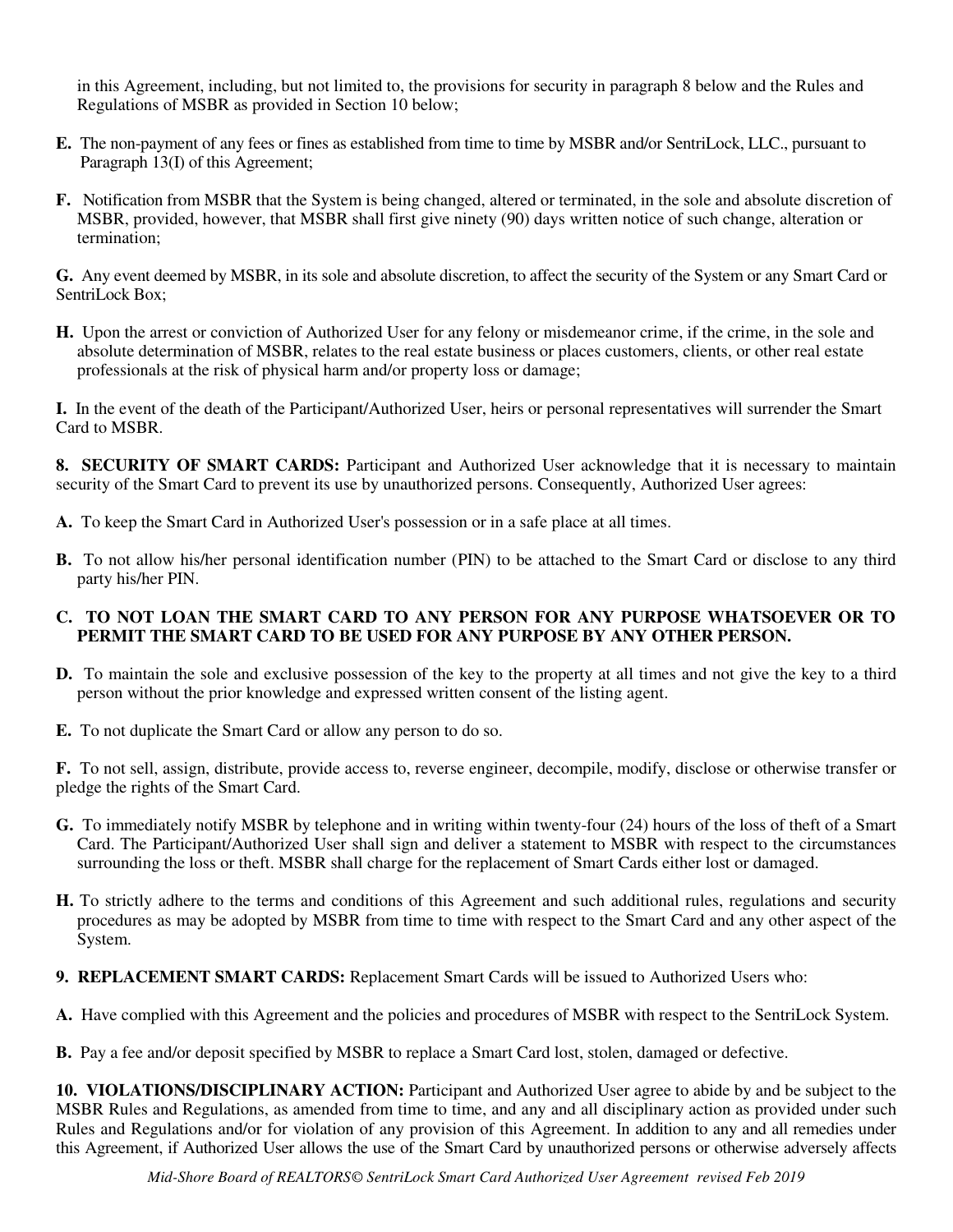in this Agreement, including, but not limited to, the provisions for security in paragraph 8 below and the Rules and Regulations of MSBR as provided in Section 10 below;

**E.** The non-payment of any fees or fines as established from time to time by MSBR and/or SentriLock, LLC., pursuant to Paragraph 13(I) of this Agreement;

**F.** Notification from MSBR that the System is being changed, altered or terminated, in the sole and absolute discretion of MSBR, provided, however, that MSBR shall first give ninety (90) days written notice of such change, alteration or termination;

**G.** Any event deemed by MSBR, in its sole and absolute discretion, to affect the security of the System or any Smart Card or SentriLock Box;

**H.** Upon the arrest or conviction of Authorized User for any felony or misdemeanor crime, if the crime, in the sole and absolute determination of MSBR, relates to the real estate business or places customers, clients, or other real estate professionals at the risk of physical harm and/or property loss or damage;

**I.** In the event of the death of the Participant/Authorized User, heirs or personal representatives will surrender the Smart Card to MSBR.

**8. SECURITY OF SMART CARDS:** Participant and Authorized User acknowledge that it is necessary to maintain security of the Smart Card to prevent its use by unauthorized persons. Consequently, Authorized User agrees:

**A.** To keep the Smart Card in Authorized User's possession or in a safe place at all times.

**B.** To not allow his/her personal identification number (PIN) to be attached to the Smart Card or disclose to any third party his/her PIN.

**C. TO NOT LOAN THE SMART CARD TO ANY PERSON FOR ANY PURPOSE WHATSOEVER OR TO PERMIT THE SMART CARD TO BE USED FOR ANY PURPOSE BY ANY OTHER PERSON.**

**D.** To maintain the sole and exclusive possession of the key to the property at all times and not give the key to a third person without the prior knowledge and expressed written consent of the listing agent.

**E.** To not duplicate the Smart Card or allow any person to do so.

**F.** To not sell, assign, distribute, provide access to, reverse engineer, decompile, modify, disclose or otherwise transfer or pledge the rights of the Smart Card.

**G.** To immediately notify MSBR by telephone and in writing within twenty-four (24) hours of the loss of theft of a Smart Card. The Participant/Authorized User shall sign and deliver a statement to MSBR with respect to the circumstances surrounding the loss or theft. MSBR shall charge for the replacement of Smart Cards either lost or damaged.

**H.** To strictly adhere to the terms and conditions of this Agreement and such additional rules, regulations and security procedures as may be adopted by MSBR from time to time with respect to the Smart Card and any other aspect of the System.

**9. REPLACEMENT SMART CARDS:** Replacement Smart Cards will be issued to Authorized Users who:

**A.** Have complied with this Agreement and the policies and procedures of MSBR with respect to the SentriLock System.

**B.** Pay a fee and/or deposit specified by MSBR to replace a Smart Card lost, stolen, damaged or defective.

**10. VIOLATIONS/DISCIPLINARY ACTION:** Participant and Authorized User agree to abide by and be subject to the MSBR Rules and Regulations, as amended from time to time, and any and all disciplinary action as provided under such Rules and Regulations and/or for violation of any provision of this Agreement. In addition to any and all remedies under this Agreement, if Authorized User allows the use of the Smart Card by unauthorized persons or otherwise adversely affects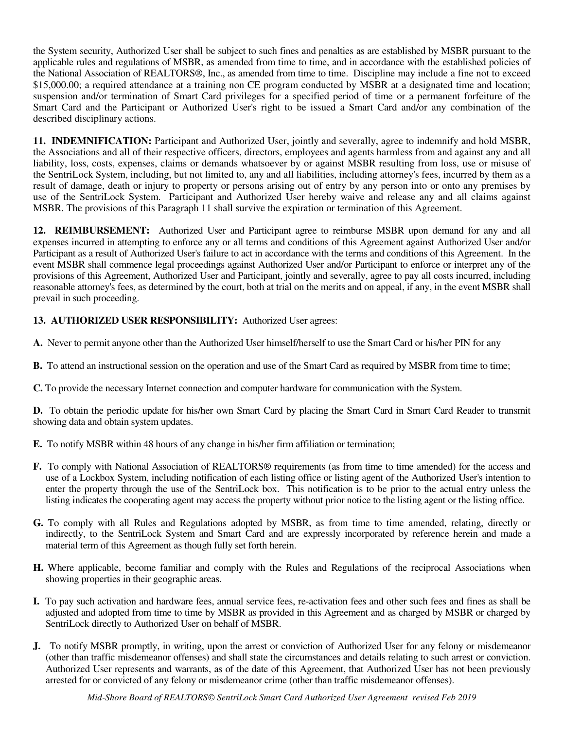the System security, Authorized User shall be subject to such fines and penalties as are established by MSBR pursuant to the applicable rules and regulations of MSBR, as amended from time to time, and in accordance with the established policies of the National Association of REALTORS®, Inc., as amended from time to time. Discipline may include a fine not to exceed $15,000.00; a required attendance at a training non CE program conducted by MSBR at a designated time and location; suspension and/or termination of Smart Card privileges for a specified period of time or a permanent forfeiture of the Smart Card and the Participant or Authorized User's right to be issued a Smart Card and/or any combination of the described disciplinary actions.

**11. INDEMNIFICATION:** Participant and Authorized User, jointly and severally, agree to indemnify and hold MSBR, the Associations and all of their respective officers, directors, employees and agents harmless from and against any and all liability, loss, costs, expenses, claims or demands whatsoever by or against MSBR resulting from loss, use or misuse of the SentriLock System, including, but not limited to, any and all liabilities, including attorney's fees, incurred by them as a result of damage, death or injury to property or persons arising out of entry by any person into or onto any premises by use of the SentriLock System. Participant and Authorized User hereby waive and release any and all claims against MSBR. The provisions of this Paragraph 11 shall survive the expiration or termination of this Agreement.

**12. REIMBURSEMENT:** Authorized User and Participant agree to reimburse MSBR upon demand for any and all expenses incurred in attempting to enforce any or all terms and conditions of this Agreement against Authorized User and/or Participant as a result of Authorized User's failure to act in accordance with the terms and conditions of this Agreement. In the event MSBR shall commence legal proceedings against Authorized User and/or Participant to enforce or interpret any of the provisions of this Agreement, Authorized User and Participant, jointly and severally, agree to pay all costs incurred, including reasonable attorney's fees, as determined by the court, both at trial on the merits and on appeal, if any, in the event MSBR shall prevail in such proceeding.

**13. AUTHORIZED USER RESPONSIBILITY:** Authorized User agrees:

**A.** Never to permit anyone other than the Authorized User himself/herself to use the Smart Card or his/her PIN for any

**B.** To attend an instructional session on the operation and use of the Smart Card as required by MSBR from time to time;

**C.** To provide the necessary Internet connection and computer hardware for communication with the System.

**D.** To obtain the periodic update for his/her own Smart Card by placing the Smart Card in Smart Card Reader to transmit showing data and obtain system updates.

**E.** To notify MSBR within 48 hours of any change in his/her firm affiliation or termination;

**F.** To comply with National Association of REALTORS® requirements (as from time to time amended) for the access and use of a Lockbox System, including notification of each listing office or listing agent of the Authorized User's intention to enter the property through the use of the SentriLock box. This notification is to be prior to the actual entry unless the listing indicates the cooperating agent may access the property without prior notice to the listing agent or the listing office.

**G.** To comply with all Rules and Regulations adopted by MSBR, as from time to time amended, relating, directly or indirectly, to the SentriLock System and Smart Card and are expressly incorporated by reference herein and made a material term of this Agreement as though fully set forth herein.

**H.** Where applicable, become familiar and comply with the Rules and Regulations of the reciprocal Associations when showing properties in their geographic areas.

**I.** To pay such activation and hardware fees, annual service fees, re-activation fees and other such fees and fines as shall be adjusted and adopted from time to time by MSBR as provided in this Agreement and as charged by MSBR or charged by SentriLock directly to Authorized User on behalf of MSBR.

**J.** To notify MSBR promptly, in writing, upon the arrest or conviction of Authorized User for any felony or misdemeanor (other than traffic misdemeanor offenses) and shall state the circumstances and details relating to such arrest or conviction. Authorized User represents and warrants, as of the date of this Agreement, that Authorized User has not been previously arrested for or convicted of any felony or misdemeanor crime (other than traffic misdemeanor offenses).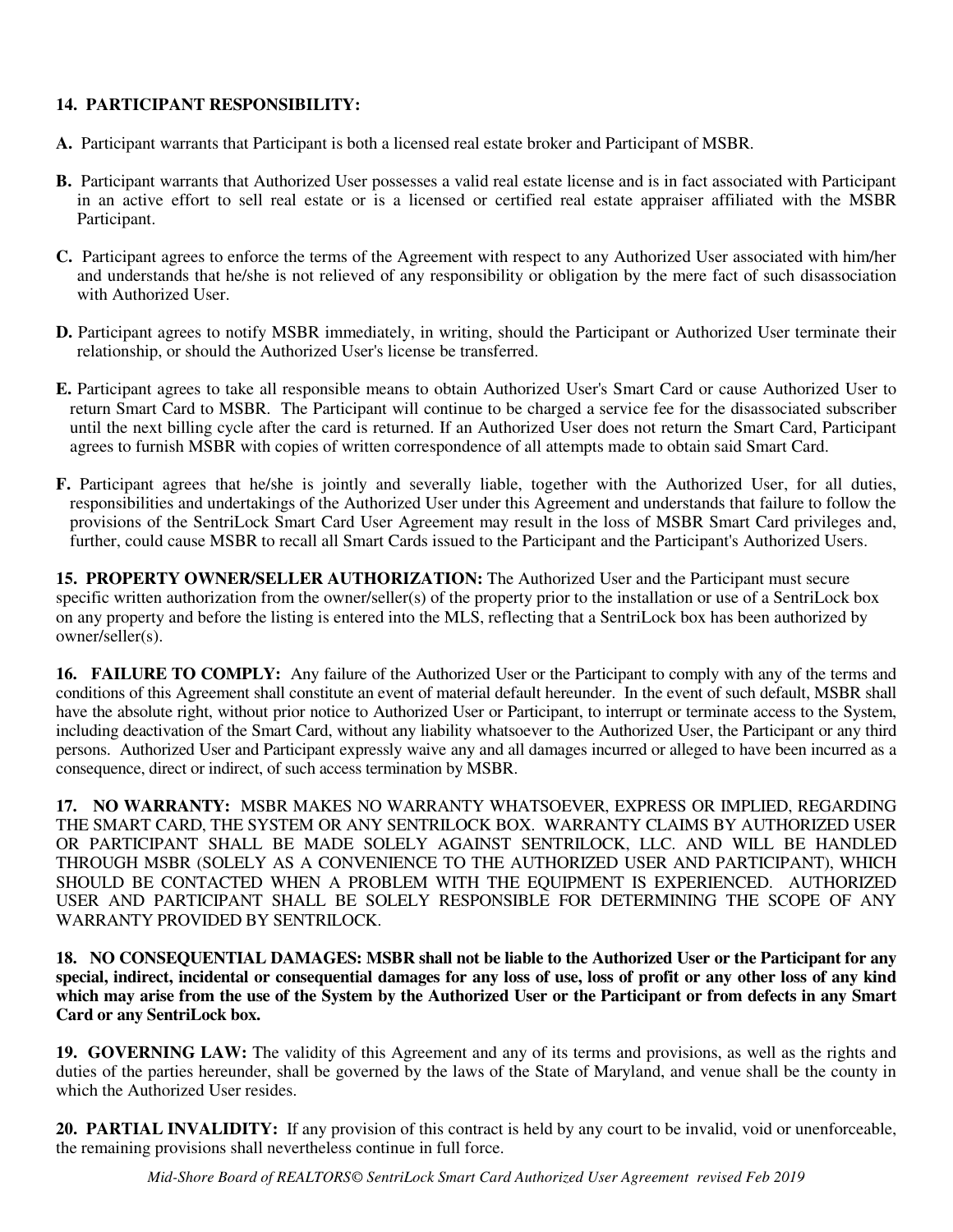**14. PARTICIPANT RESPONSIBILITY:**

**A.** Participant warrants that Participant is both a licensed real estate broker and Participant of MSBR.

**B.** Participant warrants that Authorized User possesses a valid real estate license and is in fact associated with Participant in an active effort to sell real estate or is a licensed or certified real estate appraiser affiliated with the MSBR Participant.

**C.** Participant agrees to enforce the terms of the Agreement with respect to any Authorized User associated with him/her and understands that he/she is not relieved of any responsibility or obligation by the mere fact of such disassociation with Authorized User.

**D.** Participant agrees to notify MSBR immediately, in writing, should the Participant or Authorized User terminate their relationship, or should the Authorized User's license be transferred.

**E.** Participant agrees to take all responsible means to obtain Authorized User's Smart Card or cause Authorized User to return Smart Card to MSBR. The Participant will continue to be charged a service fee for the disassociated subscriber until the next billing cycle after the card is returned. If an Authorized User does not return the Smart Card, Participant agrees to furnish MSBR with copies of written correspondence of all attempts made to obtain said Smart Card.

**F.** Participant agrees that he/she is jointly and severally liable, together with the Authorized User, for all duties, responsibilities and undertakings of the Authorized User under this Agreement and understands that failure to follow the provisions of the SentriLock Smart Card User Agreement may result in the loss of MSBR Smart Card privileges and, further, could cause MSBR to recall all Smart Cards issued to the Participant and the Participant's Authorized Users.

**15. PROPERTY OWNER/SELLER AUTHORIZATION:** The Authorized User and the Participant must secure specific written authorization from the owner/seller(s) of the property prior to the installation or use of a SentriLock box on any property and before the listing is entered into the MLS, reflecting that a SentriLock box has been authorized by owner/seller(s).

**16. FAILURE TO COMPLY:** Any failure of the Authorized User or the Participant to comply with any of the terms and conditions of this Agreement shall constitute an event of material default hereunder. In the event of such default, MSBR shall have the absolute right, without prior notice to Authorized User or Participant, to interrupt or terminate access to the System, including deactivation of the Smart Card, without any liability whatsoever to the Authorized User, the Participant or any third persons. Authorized User and Participant expressly waive any and all damages incurred or alleged to have been incurred as a consequence, direct or indirect, of such access termination by MSBR.

**17. NO WARRANTY:** MSBR MAKES NO WARRANTY WHATSOEVER, EXPRESS OR IMPLIED, REGARDING THE SMART CARD, THE SYSTEM OR ANY SENTRILOCK BOX. WARRANTY CLAIMS BY AUTHORIZED USER OR PARTICIPANT SHALL BE MADE SOLELY AGAINST SENTRILOCK, LLC. AND WILL BE HANDLED THROUGH MSBR (SOLELY AS A CONVENIENCE TO THE AUTHORIZED USER AND PARTICIPANT), WHICH SHOULD BE CONTACTED WHEN A PROBLEM WITH THE EQUIPMENT IS EXPERIENCED. AUTHORIZED USER AND PARTICIPANT SHALL BE SOLELY RESPONSIBLE FOR DETERMINING THE SCOPE OF ANY WARRANTY PROVIDED BY SENTRILOCK.

**18. NO CONSEQUENTIAL DAMAGES: MSBR shall not be liable to the Authorized User or the Participant for any special, indirect, incidental or consequential damages for any loss of use, loss of profit or any other loss of any kind which may arise from the use of the System by the Authorized User or the Participant or from defects in any Smart Card or any SentriLock box.**

**19. GOVERNING LAW:** The validity of this Agreement and any of its terms and provisions, as well as the rights and duties of the parties hereunder, shall be governed by the laws of the State of Maryland, and venue shall be the county in which the Authorized User resides.

**20. PARTIAL INVALIDITY:** If any provision of this contract is held by any court to be invalid, void or unenforceable, the remaining provisions shall nevertheless continue in full force.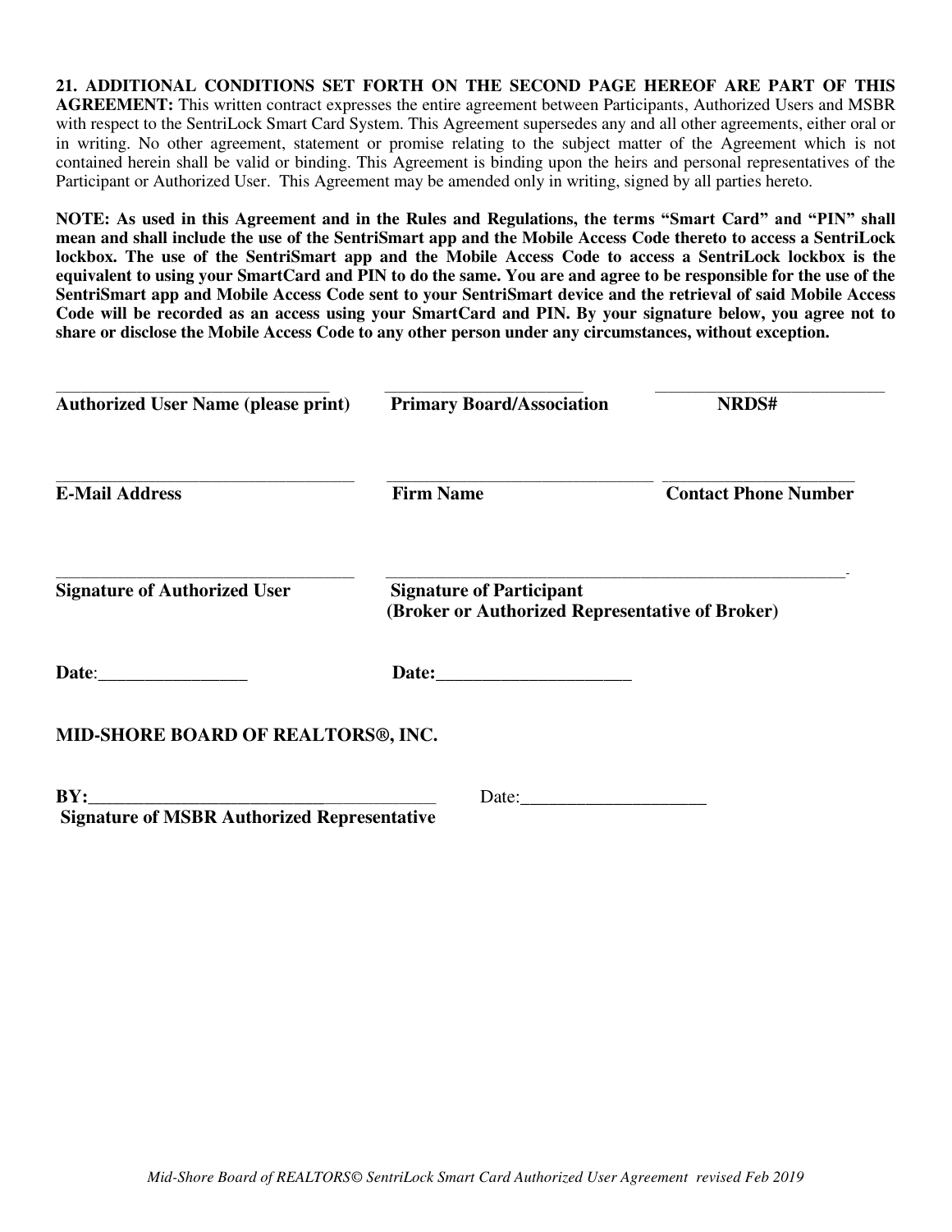**21. ADDITIONAL CONDITIONS SET FORTH ON THE SECOND PAGE HEREOF ARE PART OF THIS AGREEMENT:** This written contract expresses the entire agreement between Participants, Authorized Users and MSBR with respect to the SentriLock Smart Card System. This Agreement supersedes any and all other agreements, either oral or in writing. No other agreement, statement or promise relating to the subject matter of the Agreement which is not contained herein shall be valid or binding. This Agreement is binding upon the heirs and personal representatives of the Participant or Authorized User. This Agreement may be amended only in writing, signed by all parties hereto.

**NOTE: As used in this Agreement and in the Rules and Regulations, the terms "Smart Card" and "PIN" shall mean and shall include the use of the SentriSmart app and the Mobile Access Code thereto to access a SentriLock lockbox. The use of the SentriSmart app and the Mobile Access Code to access a SentriLock lockbox is the equivalent to using your SmartCard and PIN to do the same. You are and agree to be responsible for the use of the SentriSmart app and Mobile Access Code sent to your SentriSmart device and the retrieval of said Mobile Access Code will be recorded as an access using your SmartCard and PIN. By your signature below, you agree not to share or disclose the Mobile Access Code to any other person under any circumstances, without exception.**

| | | |
|---|---|---|
| _______________________________ | ______________________ | __________________________ |
| **Authorized User Name (please print)** | **Primary Board/Association** | **NRDS#** |
| __________________________________ | ______________________________ | ______________________ |
| **E-Mail Address** | **Firm Name** | **Contact Phone Number** |

__________________________________ &nbsp;&nbsp;&nbsp; ___________________________________________________-

**Signature of Authorized User** &nbsp;&nbsp;&nbsp; **Signature of Participant (Broker or Authorized Representative of Broker)**

**Date**:________________ &nbsp;&nbsp;&nbsp; **Date:**_____________________

**MID-SHORE BOARD OF REALTORS®, INC.**

**BY:**_______________________________________ &nbsp;&nbsp;&nbsp; Date:____________________

**Signature of MSBR Authorized Representative**

*Mid-Shore Board of REALTORS© SentriLock Smart Card Authorized User Agreement revised Feb 2019*